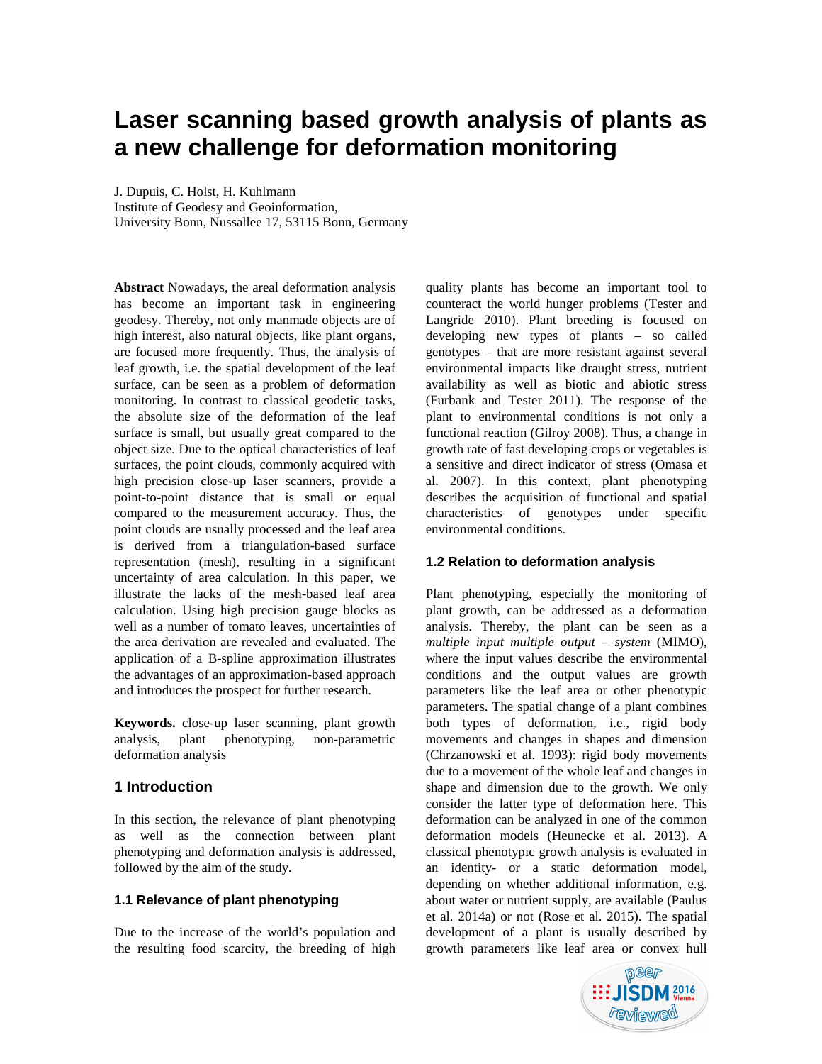# Laser scanning based growth analysis of plants as a new challenge for deformation monitoring

J. Dupuis, C. Holst, H. Kuhlmann
Institute of Geodesy and Geoinformation,
University Bonn, Nussallee 17, 53115 Bonn, Germany

**Abstract** Nowadays, the areal deformation analysis has become an important task in engineering geodesy. Thereby, not only manmade objects are of high interest, also natural objects, like plant organs, are focused more frequently. Thus, the analysis of leaf growth, i.e. the spatial development of the leaf surface, can be seen as a problem of deformation monitoring. In contrast to classical geodetic tasks, the absolute size of the deformation of the leaf surface is small, but usually great compared to the object size. Due to the optical characteristics of leaf surfaces, the point clouds, commonly acquired with high precision close-up laser scanners, provide a point-to-point distance that is small or equal compared to the measurement accuracy. Thus, the point clouds are usually processed and the leaf area is derived from a triangulation-based surface representation (mesh), resulting in a significant uncertainty of area calculation. In this paper, we illustrate the lacks of the mesh-based leaf area calculation. Using high precision gauge blocks as well as a number of tomato leaves, uncertainties of the area derivation are revealed and evaluated. The application of a B-spline approximation illustrates the advantages of an approximation-based approach and introduces the prospect for further research.

**Keywords.** close-up laser scanning, plant growth analysis, plant phenotyping, non-parametric deformation analysis

## 1 Introduction

In this section, the relevance of plant phenotyping as well as the connection between plant phenotyping and deformation analysis is addressed, followed by the aim of the study.

### 1.1 Relevance of plant phenotyping

Due to the increase of the world's population and the resulting food scarcity, the breeding of high quality plants has become an important tool to counteract the world hunger problems (Tester and Langride 2010). Plant breeding is focused on developing new types of plants – so called genotypes – that are more resistant against several environmental impacts like draught stress, nutrient availability as well as biotic and abiotic stress (Furbank and Tester 2011). The response of the plant to environmental conditions is not only a functional reaction (Gilroy 2008). Thus, a change in growth rate of fast developing crops or vegetables is a sensitive and direct indicator of stress (Omasa et al. 2007). In this context, plant phenotyping describes the acquisition of functional and spatial characteristics of genotypes under specific environmental conditions.

### 1.2 Relation to deformation analysis

Plant phenotyping, especially the monitoring of plant growth, can be addressed as a deformation analysis. Thereby, the plant can be seen as a *multiple input multiple output – system* (MIMO), where the input values describe the environmental conditions and the output values are growth parameters like the leaf area or other phenotypic parameters. The spatial change of a plant combines both types of deformation, i.e., rigid body movements and changes in shapes and dimension (Chrzanowski et al. 1993): rigid body movements due to a movement of the whole leaf and changes in shape and dimension due to the growth. We only consider the latter type of deformation here. This deformation can be analyzed in one of the common deformation models (Heunecke et al. 2013). A classical phenotypic growth analysis is evaluated in an identity- or a static deformation model, depending on whether additional information, e.g. about water or nutrient supply, are available (Paulus et al. 2014a) or not (Rose et al. 2015). The spatial development of a plant is usually described by growth parameters like leaf area or convex hull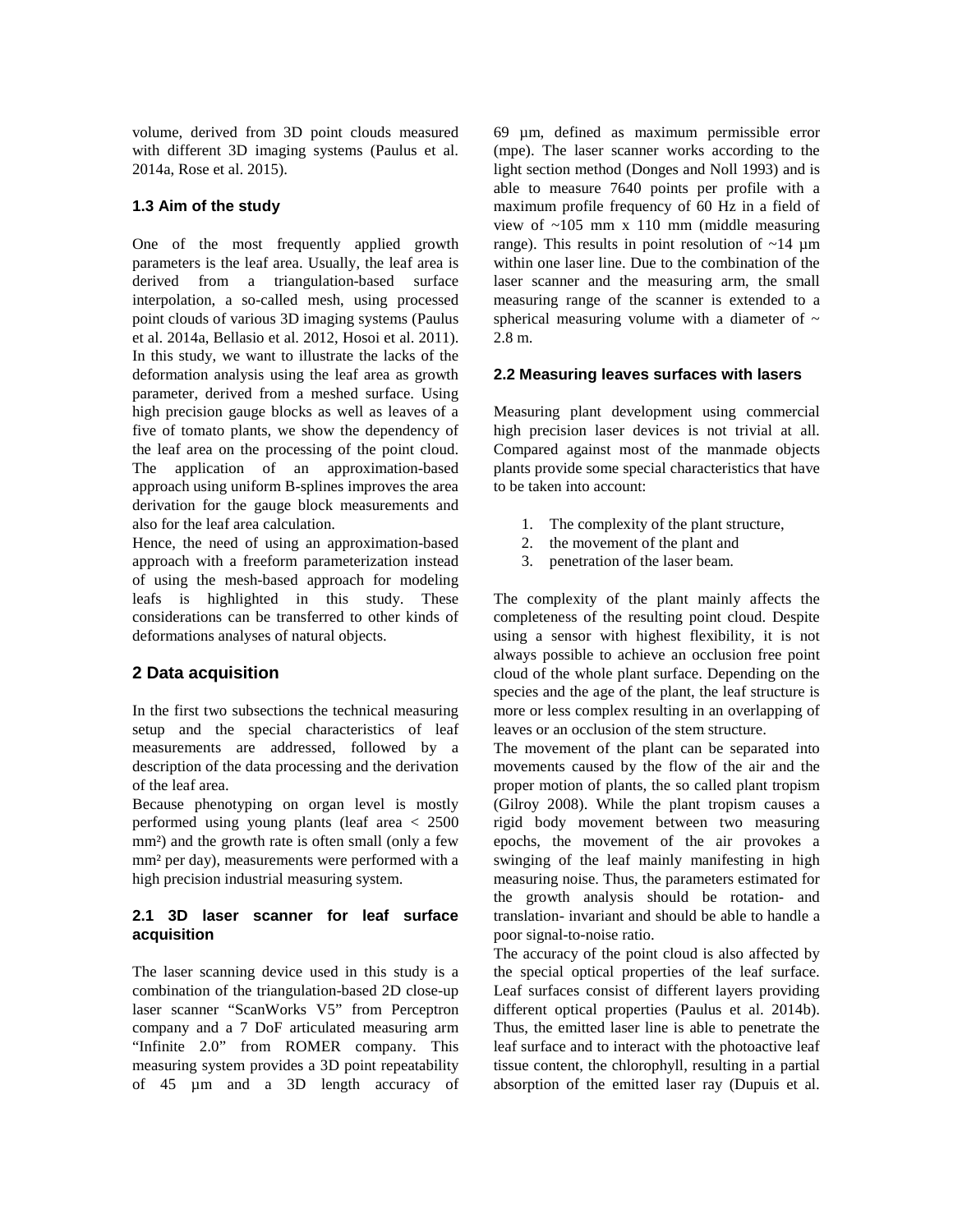volume, derived from 3D point clouds measured with different 3D imaging systems (Paulus et al. 2014a, Rose et al. 2015).

### 1.3 Aim of the study

One of the most frequently applied growth parameters is the leaf area. Usually, the leaf area is derived from a triangulation-based surface interpolation, a so-called mesh, using processed point clouds of various 3D imaging systems (Paulus et al. 2014a, Bellasio et al. 2012, Hosoi et al. 2011). In this study, we want to illustrate the lacks of the deformation analysis using the leaf area as growth parameter, derived from a meshed surface. Using high precision gauge blocks as well as leaves of a five of tomato plants, we show the dependency of the leaf area on the processing of the point cloud. The application of an approximation-based approach using uniform B-splines improves the area derivation for the gauge block measurements and also for the leaf area calculation.

Hence, the need of using an approximation-based approach with a freeform parameterization instead of using the mesh-based approach for modeling leafs is highlighted in this study. These considerations can be transferred to other kinds of deformations analyses of natural objects.

## 2 Data acquisition

In the first two subsections the technical measuring setup and the special characteristics of leaf measurements are addressed, followed by a description of the data processing and the derivation of the leaf area.

Because phenotyping on organ level is mostly performed using young plants (leaf area < 2500 mm²) and the growth rate is often small (only a few mm² per day), measurements were performed with a high precision industrial measuring system.

### 2.1 3D laser scanner for leaf surface acquisition

The laser scanning device used in this study is a combination of the triangulation-based 2D close-up laser scanner “ScanWorks V5” from Perceptron company and a 7 DoF articulated measuring arm “Infinite 2.0” from ROMER company. This measuring system provides a 3D point repeatability of 45 µm and a 3D length accuracy of 69 µm, defined as maximum permissible error (mpe). The laser scanner works according to the light section method (Donges and Noll 1993) and is able to measure 7640 points per profile with a maximum profile frequency of 60 Hz in a field of view of ~105 mm x 110 mm (middle measuring range). This results in point resolution of ~14 µm within one laser line. Due to the combination of the laser scanner and the measuring arm, the small measuring range of the scanner is extended to a spherical measuring volume with a diameter of ~ 2.8 m.

### 2.2 Measuring leaves surfaces with lasers

Measuring plant development using commercial high precision laser devices is not trivial at all. Compared against most of the manmade objects plants provide some special characteristics that have to be taken into account:

1. The complexity of the plant structure,
2. the movement of the plant and
3. penetration of the laser beam.

The complexity of the plant mainly affects the completeness of the resulting point cloud. Despite using a sensor with highest flexibility, it is not always possible to achieve an occlusion free point cloud of the whole plant surface. Depending on the species and the age of the plant, the leaf structure is more or less complex resulting in an overlapping of leaves or an occlusion of the stem structure.

The movement of the plant can be separated into movements caused by the flow of the air and the proper motion of plants, the so called plant tropism (Gilroy 2008). While the plant tropism causes a rigid body movement between two measuring epochs, the movement of the air provokes a swinging of the leaf mainly manifesting in high measuring noise. Thus, the parameters estimated for the growth analysis should be rotation- and translation- invariant and should be able to handle a poor signal-to-noise ratio.

The accuracy of the point cloud is also affected by the special optical properties of the leaf surface. Leaf surfaces consist of different layers providing different optical properties (Paulus et al. 2014b). Thus, the emitted laser line is able to penetrate the leaf surface and to interact with the photoactive leaf tissue content, the chlorophyll, resulting in a partial absorption of the emitted laser ray (Dupuis et al.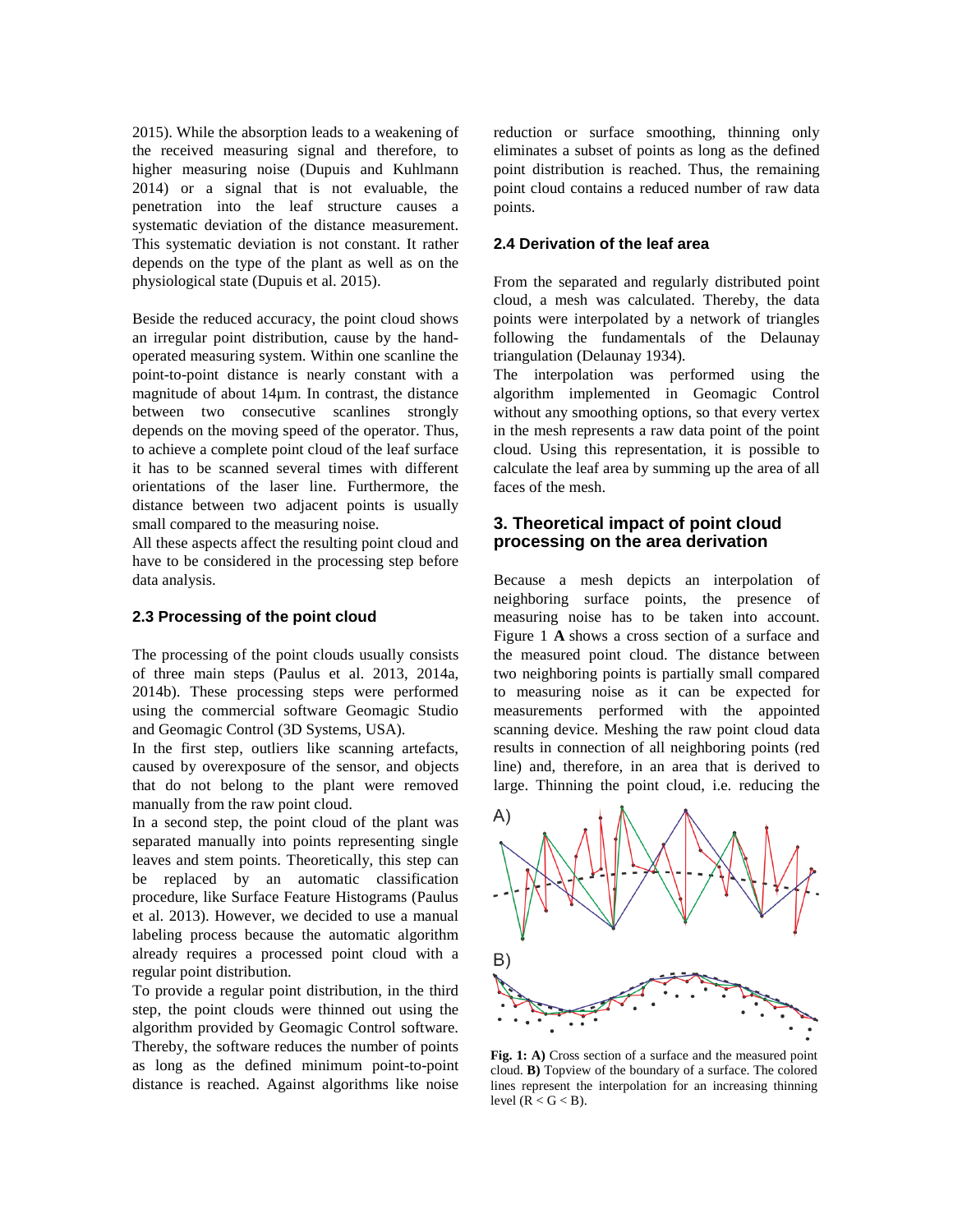2015). While the absorption leads to a weakening of the received measuring signal and therefore, to higher measuring noise (Dupuis and Kuhlmann 2014) or a signal that is not evaluable, the penetration into the leaf structure causes a systematic deviation of the distance measurement. This systematic deviation is not constant. It rather depends on the type of the plant as well as on the physiological state (Dupuis et al. 2015).

Beside the reduced accuracy, the point cloud shows an irregular point distribution, cause by the hand-operated measuring system. Within one scanline the point-to-point distance is nearly constant with a magnitude of about 14µm. In contrast, the distance between two consecutive scanlines strongly depends on the moving speed of the operator. Thus, to achieve a complete point cloud of the leaf surface it has to be scanned several times with different orientations of the laser line. Furthermore, the distance between two adjacent points is usually small compared to the measuring noise.

All these aspects affect the resulting point cloud and have to be considered in the processing step before data analysis.

### 2.3 Processing of the point cloud

The processing of the point clouds usually consists of three main steps (Paulus et al. 2013, 2014a, 2014b). These processing steps were performed using the commercial software Geomagic Studio and Geomagic Control (3D Systems, USA).

In the first step, outliers like scanning artefacts, caused by overexposure of the sensor, and objects that do not belong to the plant were removed manually from the raw point cloud.

In a second step, the point cloud of the plant was separated manually into points representing single leaves and stem points. Theoretically, this step can be replaced by an automatic classification procedure, like Surface Feature Histograms (Paulus et al. 2013). However, we decided to use a manual labeling process because the automatic algorithm already requires a processed point cloud with a regular point distribution.

To provide a regular point distribution, in the third step, the point clouds were thinned out using the algorithm provided by Geomagic Control software. Thereby, the software reduces the number of points as long as the defined minimum point-to-point distance is reached. Against algorithms like noise reduction or surface smoothing, thinning only eliminates a subset of points as long as the defined point distribution is reached. Thus, the remaining point cloud contains a reduced number of raw data points.

### 2.4 Derivation of the leaf area

From the separated and regularly distributed point cloud, a mesh was calculated. Thereby, the data points were interpolated by a network of triangles following the fundamentals of the Delaunay triangulation (Delaunay 1934).

The interpolation was performed using the algorithm implemented in Geomagic Control without any smoothing options, so that every vertex in the mesh represents a raw data point of the point cloud. Using this representation, it is possible to calculate the leaf area by summing up the area of all faces of the mesh.

## 3. Theoretical impact of point cloud processing on the area derivation

Because a mesh depicts an interpolation of neighboring surface points, the presence of measuring noise has to be taken into account. Figure 1 **A** shows a cross section of a surface and the measured point cloud. The distance between two neighboring points is partially small compared to measuring noise as it can be expected for measurements performed with the appointed scanning device. Meshing the raw point cloud data results in connection of all neighboring points (red line) and, therefore, in an area that is derived to large. Thinning the point cloud, i.e. reducing the

**Fig. 1: A)** Cross section of a surface and the measured point cloud. **B)** Topview of the boundary of a surface. The colored lines represent the interpolation for an increasing thinning level (R < G < B).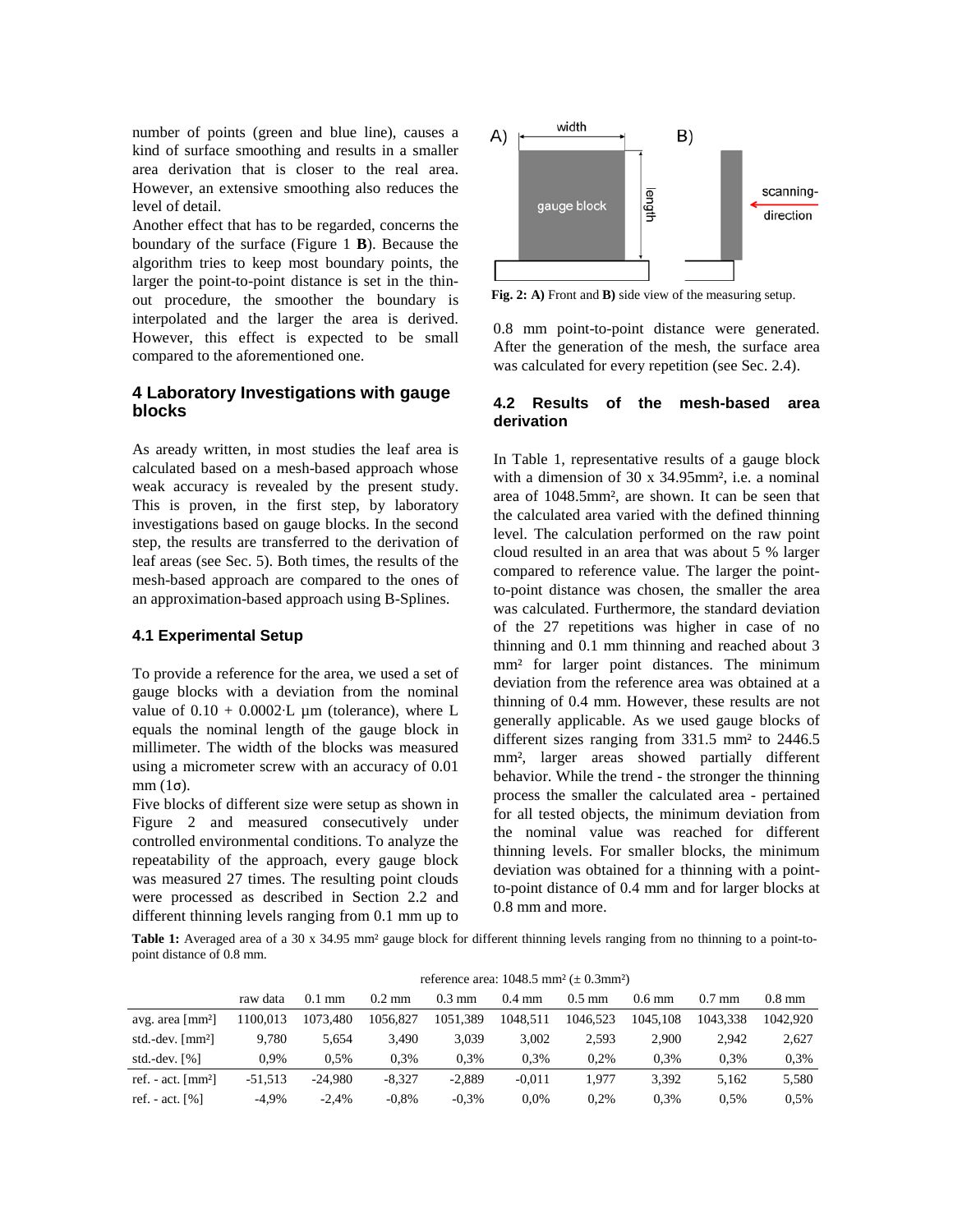number of points (green and blue line), causes a kind of surface smoothing and results in a smaller area derivation that is closer to the real area. However, an extensive smoothing also reduces the level of detail.

Another effect that has to be regarded, concerns the boundary of the surface (Figure 1 **B**). Because the algorithm tries to keep most boundary points, the larger the point-to-point distance is set in the thin-out procedure, the smoother the boundary is interpolated and the larger the area is derived. However, this effect is expected to be small compared to the aforementioned one.

## 4 Laboratory Investigations with gauge blocks

As aready written, in most studies the leaf area is calculated based on a mesh-based approach whose weak accuracy is revealed by the present study. This is proven, in the first step, by laboratory investigations based on gauge blocks. In the second step, the results are transferred to the derivation of leaf areas (see Sec. 5). Both times, the results of the mesh-based approach are compared to the ones of an approximation-based approach using B-Splines.

### 4.1 Experimental Setup

To provide a reference for the area, we used a set of gauge blocks with a deviation from the nominal value of $0.10 + 0.0002 \cdot L$ µm (tolerance), where L equals the nominal length of the gauge block in millimeter. The width of the blocks was measured using a micrometer screw with an accuracy of 0.01 mm ($1\sigma$).

Five blocks of different size were setup as shown in Figure 2 and measured consecutively under controlled environmental conditions. To analyze the repeatability of the approach, every gauge block was measured 27 times. The resulting point clouds were processed as described in Section 2.2 and different thinning levels ranging from 0.1 mm up to 0.8 mm point-to-point distance were generated. After the generation of the mesh, the surface area was calculated for every repetition (see Sec. 2.4).

**Fig. 2: A)** Front and **B)** side view of the measuring setup.

### 4.2 Results of the mesh-based area derivation

In Table 1, representative results of a gauge block with a dimension of 30 x 34.95mm², i.e. a nominal area of 1048.5mm², are shown. It can be seen that the calculated area varied with the defined thinning level. The calculation performed on the raw point cloud resulted in an area that was about 5 % larger compared to reference value. The larger the point-to-point distance was chosen, the smaller the area was calculated. Furthermore, the standard deviation of the 27 repetitions was higher in case of no thinning and 0.1 mm thinning and reached about 3 mm² for larger point distances. The minimum deviation from the reference area was obtained at a thinning of 0.4 mm. However, these results are not generally applicable. As we used gauge blocks of different sizes ranging from 331.5 mm² to 2446.5 mm², larger areas showed partially different behavior. While the trend - the stronger the thinning process the smaller the calculated area - pertained for all tested objects, the minimum deviation from the nominal value was reached for different thinning levels. For smaller blocks, the minimum deviation was obtained for a thinning with a point-to-point distance of 0.4 mm and for larger blocks at 0.8 mm and more.

**Table 1:** Averaged area of a 30 x 34.95 mm² gauge block for different thinning levels ranging from no thinning to a point-to-point distance of 0.8 mm.

| | reference area: 1048.5 mm² (± 0.3mm²) | | | | | | | | |
|---|---|---|---|---|---|---|---|---|---|
| | raw data | 0.1 mm | 0.2 mm | 0.3 mm | 0.4 mm | 0.5 mm | 0.6 mm | 0.7 mm | 0.8 mm |
| avg. area [mm²] | 1100,013 | 1073,480 | 1056,827 | 1051,389 | 1048,511 | 1046,523 | 1045,108 | 1043,338 | 1042,920 |
| std.-dev. [mm²] | 9,780 | 5,654 | 3,490 | 3,039 | 3,002 | 2,593 | 2,900 | 2,942 | 2,627 |
| std.-dev. [%] | 0,9% | 0,5% | 0,3% | 0,3% | 0,3% | 0,2% | 0,3% | 0,3% | 0,3% |
| ref. - act. [mm²] | -51,513 | -24,980 | -8,327 | -2,889 | -0,011 | 1,977 | 3,392 | 5,162 | 5,580 |
| ref. - act. [%] | -4,9% | -2,4% | -0,8% | -0,3% | 0,0% | 0,2% | 0,3% | 0,5% | 0,5% |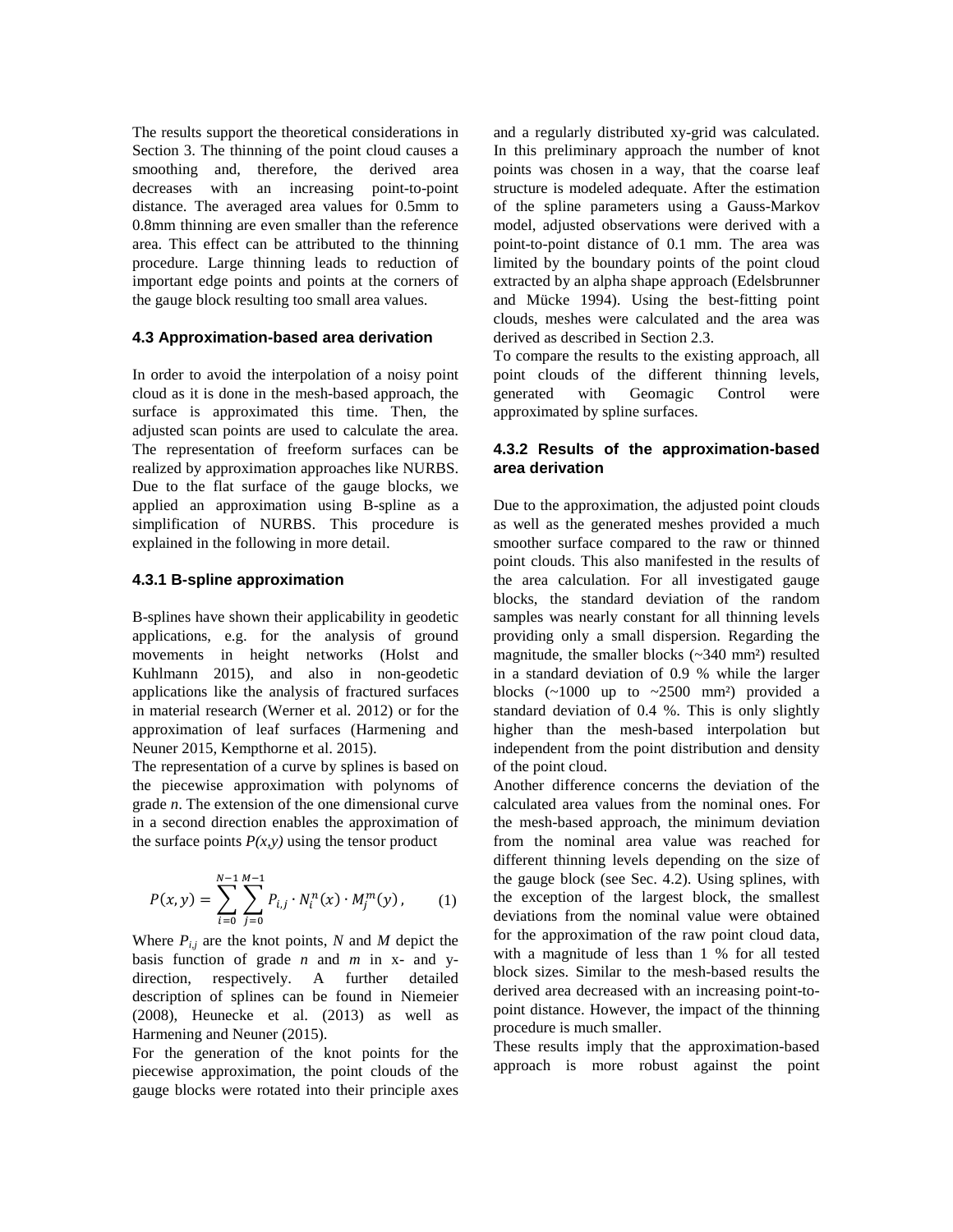The results support the theoretical considerations in Section 3. The thinning of the point cloud causes a smoothing and, therefore, the derived area decreases with an increasing point-to-point distance. The averaged area values for 0.5mm to 0.8mm thinning are even smaller than the reference area. This effect can be attributed to the thinning procedure. Large thinning leads to reduction of important edge points and points at the corners of the gauge block resulting too small area values.

### 4.3 Approximation-based area derivation

In order to avoid the interpolation of a noisy point cloud as it is done in the mesh-based approach, the surface is approximated this time. Then, the adjusted scan points are used to calculate the area. The representation of freeform surfaces can be realized by approximation approaches like NURBS. Due to the flat surface of the gauge blocks, we applied an approximation using B-spline as a simplification of NURBS. This procedure is explained in the following in more detail.

#### 4.3.1 B-spline approximation

B-splines have shown their applicability in geodetic applications, e.g. for the analysis of ground movements in height networks (Holst and Kuhlmann 2015), and also in non-geodetic applications like the analysis of fractured surfaces in material research (Werner et al. 2012) or for the approximation of leaf surfaces (Harmening and Neuner 2015, Kempthorne et al. 2015).

The representation of a curve by splines is based on the piecewise approximation with polynoms of grade *n*. The extension of the one dimensional curve in a second direction enables the approximation of the surface points $P(x,y)$ using the tensor product

$$P(x,y) = \sum_{i=0}^{N-1} \sum_{j=0}^{M-1} P_{i,j} \cdot N_i^n(x) \cdot M_j^m(y)\,, \qquad (1)$$

Where $P_{i,j}$ are the knot points, $N$ and $M$ depict the basis function of grade $n$ and $m$ in x- and y-direction, respectively. A further detailed description of splines can be found in Niemeier (2008), Heunecke et al. (2013) as well as Harmening and Neuner (2015).

For the generation of the knot points for the piecewise approximation, the point clouds of the gauge blocks were rotated into their principle axes and a regularly distributed xy-grid was calculated. In this preliminary approach the number of knot points was chosen in a way, that the coarse leaf structure is modeled adequate. After the estimation of the spline parameters using a Gauss-Markov model, adjusted observations were derived with a point-to-point distance of 0.1 mm. The area was limited by the boundary points of the point cloud extracted by an alpha shape approach (Edelsbrunner and Mücke 1994). Using the best-fitting point clouds, meshes were calculated and the area was derived as described in Section 2.3.

To compare the results to the existing approach, all point clouds of the different thinning levels, generated with Geomagic Control were approximated by spline surfaces.

#### 4.3.2 Results of the approximation-based area derivation

Due to the approximation, the adjusted point clouds as well as the generated meshes provided a much smoother surface compared to the raw or thinned point clouds. This also manifested in the results of the area calculation. For all investigated gauge blocks, the standard deviation of the random samples was nearly constant for all thinning levels providing only a small dispersion. Regarding the magnitude, the smaller blocks (~340 mm²) resulted in a standard deviation of 0.9 % while the larger blocks (~1000 up to ~2500 mm²) provided a standard deviation of 0.4 %. This is only slightly higher than the mesh-based interpolation but independent from the point distribution and density of the point cloud.

Another difference concerns the deviation of the calculated area values from the nominal ones. For the mesh-based approach, the minimum deviation from the nominal area value was reached for different thinning levels depending on the size of the gauge block (see Sec. 4.2). Using splines, with the exception of the largest block, the smallest deviations from the nominal value were obtained for the approximation of the raw point cloud data, with a magnitude of less than 1 % for all tested block sizes. Similar to the mesh-based results the derived area decreased with an increasing point-to-point distance. However, the impact of the thinning procedure is much smaller.

These results imply that the approximation-based approach is more robust against the point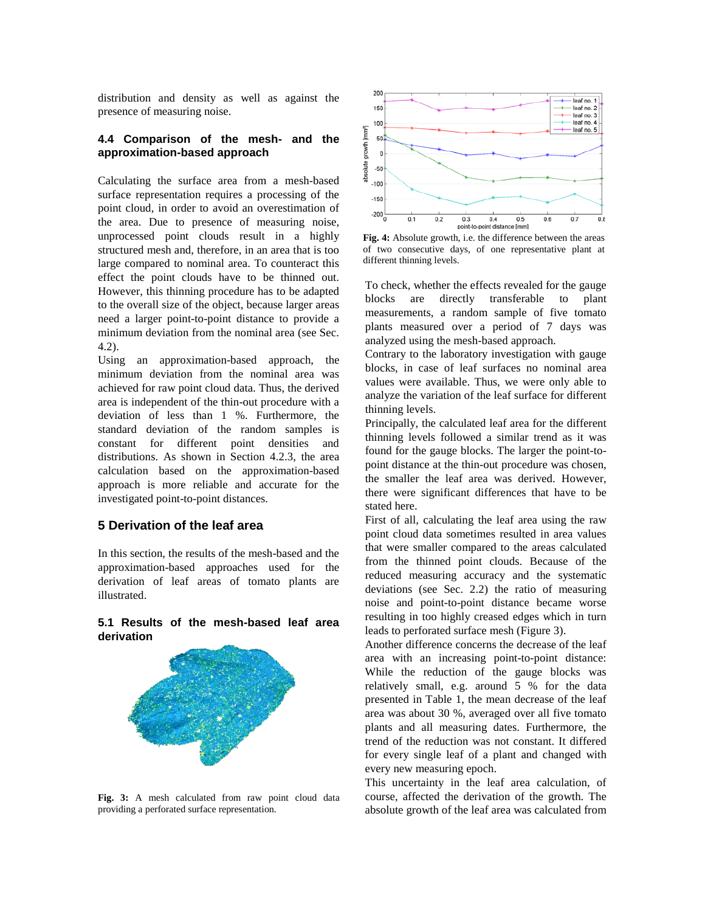distribution and density as well as against the presence of measuring noise.

### 4.4 Comparison of the mesh- and the approximation-based approach

Calculating the surface area from a mesh-based surface representation requires a processing of the point cloud, in order to avoid an overestimation of the area. Due to presence of measuring noise, unprocessed point clouds result in a highly structured mesh and, therefore, in an area that is too large compared to nominal area. To counteract this effect the point clouds have to be thinned out. However, this thinning procedure has to be adapted to the overall size of the object, because larger areas need a larger point-to-point distance to provide a minimum deviation from the nominal area (see Sec. 4.2).

Using an approximation-based approach, the minimum deviation from the nominal area was achieved for raw point cloud data. Thus, the derived area is independent of the thin-out procedure with a deviation of less than 1 %. Furthermore, the standard deviation of the random samples is constant for different point densities and distributions. As shown in Section 4.2.3, the area calculation based on the approximation-based approach is more reliable and accurate for the investigated point-to-point distances.

## 5 Derivation of the leaf area

In this section, the results of the mesh-based and the approximation-based approaches used for the derivation of leaf areas of tomato plants are illustrated.

### 5.1 Results of the mesh-based leaf area derivation

**Fig. 3:** A mesh calculated from raw point cloud data providing a perforated surface representation.

**Fig. 4:** Absolute growth, i.e. the difference between the areas of two consecutive days, of one representative plant at different thinning levels.

To check, whether the effects revealed for the gauge blocks are directly transferable to plant measurements, a random sample of five tomato plants measured over a period of 7 days was analyzed using the mesh-based approach.

Contrary to the laboratory investigation with gauge blocks, in case of leaf surfaces no nominal area values were available. Thus, we were only able to analyze the variation of the leaf surface for different thinning levels.

Principally, the calculated leaf area for the different thinning levels followed a similar trend as it was found for the gauge blocks. The larger the point-to-point distance at the thin-out procedure was chosen, the smaller the leaf area was derived. However, there were significant differences that have to be stated here.

First of all, calculating the leaf area using the raw point cloud data sometimes resulted in area values that were smaller compared to the areas calculated from the thinned point clouds. Because of the reduced measuring accuracy and the systematic deviations (see Sec. 2.2) the ratio of measuring noise and point-to-point distance became worse resulting in too highly creased edges which in turn leads to perforated surface mesh (Figure 3).

Another difference concerns the decrease of the leaf area with an increasing point-to-point distance: While the reduction of the gauge blocks was relatively small, e.g. around 5 % for the data presented in Table 1, the mean decrease of the leaf area was about 30 %, averaged over all five tomato plants and all measuring dates. Furthermore, the trend of the reduction was not constant. It differed for every single leaf of a plant and changed with every new measuring epoch.

This uncertainty in the leaf area calculation, of course, affected the derivation of the growth. The absolute growth of the leaf area was calculated from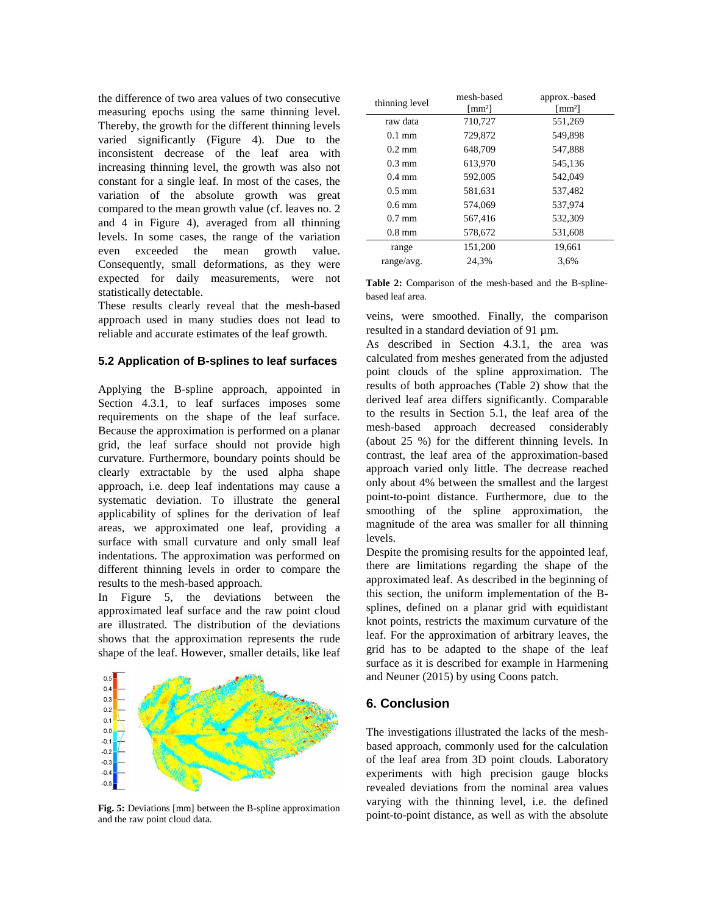the difference of two area values of two consecutive measuring epochs using the same thinning level. Thereby, the growth for the different thinning levels varied significantly (Figure 4). Due to the inconsistent decrease of the leaf area with increasing thinning level, the growth was also not constant for a single leaf. In most of the cases, the variation of the absolute growth was great compared to the mean growth value (cf. leaves no. 2 and 4 in Figure 4), averaged from all thinning levels. In some cases, the range of the variation even exceeded the mean growth value. Consequently, small deformations, as they were expected for daily measurements, were not statistically detectable.

These results clearly reveal that the mesh-based approach used in many studies does not lead to reliable and accurate estimates of the leaf growth.

### 5.2 Application of B-splines to leaf surfaces

Applying the B-spline approach, appointed in Section 4.3.1, to leaf surfaces imposes some requirements on the shape of the leaf surface. Because the approximation is performed on a planar grid, the leaf surface should not provide high curvature. Furthermore, boundary points should be clearly extractable by the used alpha shape approach, i.e. deep leaf indentations may cause a systematic deviation. To illustrate the general applicability of splines for the derivation of leaf areas, we approximated one leaf, providing a surface with small curvature and only small leaf indentations. The approximation was performed on different thinning levels in order to compare the results to the mesh-based approach.

In Figure 5, the deviations between the approximated leaf surface and the raw point cloud are illustrated. The distribution of the deviations shows that the approximation represents the rude shape of the leaf. However, smaller details, like leaf veins, were smoothed. Finally, the comparison resulted in a standard deviation of 91 µm.

**Fig. 5:** Deviations [mm] between the B-spline approximation and the raw point cloud data.

| thinning level | mesh-based [mm²] | approx.-based [mm²] |
|---|---|---|
| raw data | 710,727 | 551,269 |
| 0.1 mm | 729,872 | 549,898 |
| 0.2 mm | 648,709 | 547,888 |
| 0.3 mm | 613,970 | 545,136 |
| 0.4 mm | 592,005 | 542,049 |
| 0.5 mm | 581,631 | 537,482 |
| 0.6 mm | 574,069 | 537,974 |
| 0.7 mm | 567,416 | 532,309 |
| 0.8 mm | 578,672 | 531,608 |
| range | 151,200 | 19,661 |
| range/avg. | 24,3% | 3,6% |

**Table 2:** Comparison of the mesh-based and the B-spline-based leaf area.

As described in Section 4.3.1, the area was calculated from meshes generated from the adjusted point clouds of the spline approximation. The results of both approaches (Table 2) show that the derived leaf area differs significantly. Comparable to the results in Section 5.1, the leaf area of the mesh-based approach decreased considerably (about 25 %) for the different thinning levels. In contrast, the leaf area of the approximation-based approach varied only little. The decrease reached only about 4% between the smallest and the largest point-to-point distance. Furthermore, due to the smoothing of the spline approximation, the magnitude of the area was smaller for all thinning levels.

Despite the promising results for the appointed leaf, there are limitations regarding the shape of the approximated leaf. As described in the beginning of this section, the uniform implementation of the B-splines, defined on a planar grid with equidistant knot points, restricts the maximum curvature of the leaf. For the approximation of arbitrary leaves, the grid has to be adapted to the shape of the leaf surface as it is described for example in Harmening and Neuner (2015) by using Coons patch.

## 6. Conclusion

The investigations illustrated the lacks of the mesh-based approach, commonly used for the calculation of the leaf area from 3D point clouds. Laboratory experiments with high precision gauge blocks revealed deviations from the nominal area values varying with the thinning level, i.e. the defined point-to-point distance, as well as with the absolute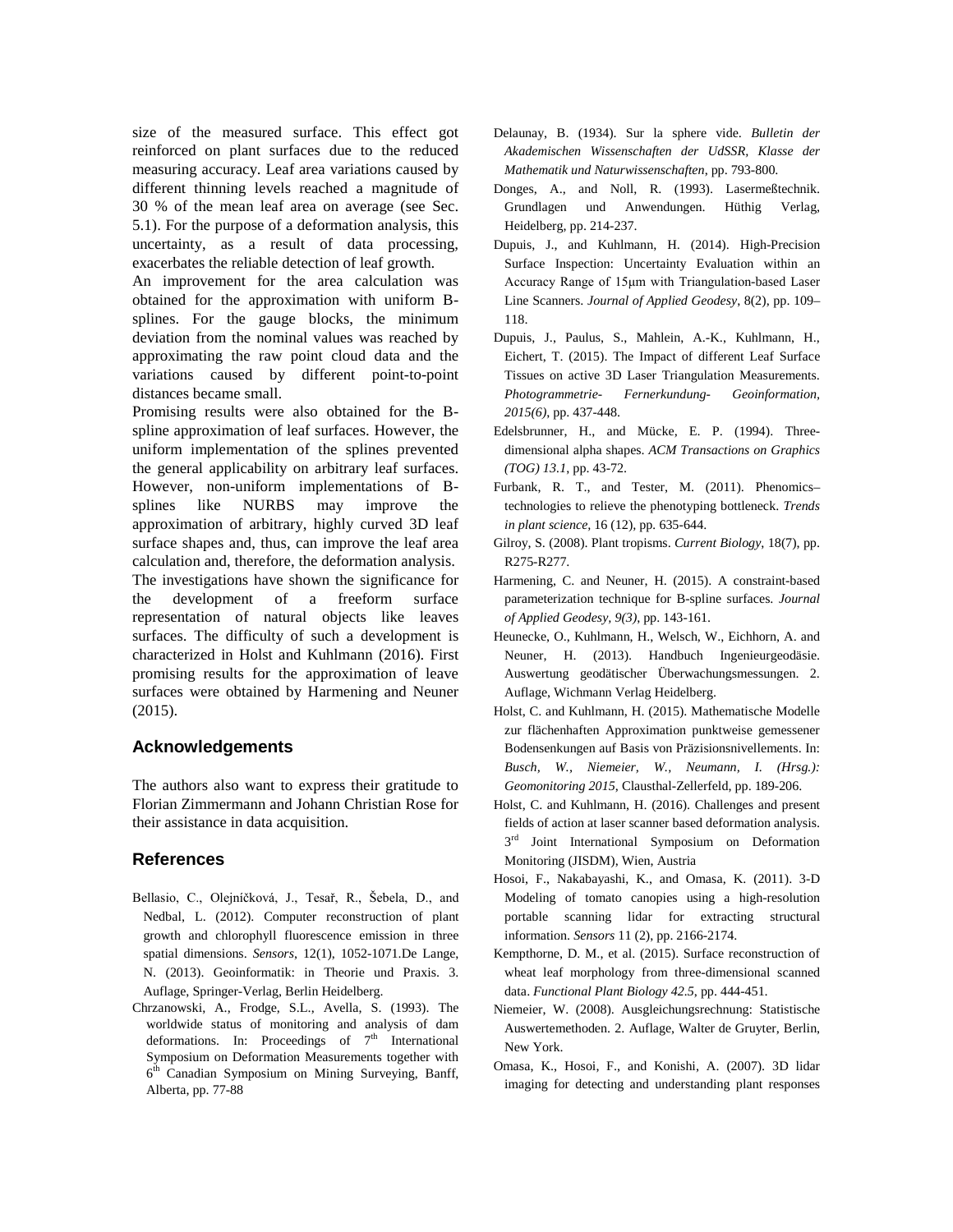size of the measured surface. This effect got reinforced on plant surfaces due to the reduced measuring accuracy. Leaf area variations caused by different thinning levels reached a magnitude of 30 % of the mean leaf area on average (see Sec. 5.1). For the purpose of a deformation analysis, this uncertainty, as a result of data processing, exacerbates the reliable detection of leaf growth.

An improvement for the area calculation was obtained for the approximation with uniform B-splines. For the gauge blocks, the minimum deviation from the nominal values was reached by approximating the raw point cloud data and the variations caused by different point-to-point distances became small.

Promising results were also obtained for the B-spline approximation of leaf surfaces. However, the uniform implementation of the splines prevented the general applicability on arbitrary leaf surfaces. However, non-uniform implementations of B-splines like NURBS may improve the approximation of arbitrary, highly curved 3D leaf surface shapes and, thus, can improve the leaf area calculation and, therefore, the deformation analysis.

The investigations have shown the significance for the development of a freeform surface representation of natural objects like leaves surfaces. The difficulty of such a development is characterized in Holst and Kuhlmann (2016). First promising results for the approximation of leave surfaces were obtained by Harmening and Neuner (2015).

## Acknowledgements

The authors also want to express their gratitude to Florian Zimmermann and Johann Christian Rose for their assistance in data acquisition.

## References

Bellasio, C., Olejníčková, J., Tesař, R., Šebela, D., and Nedbal, L. (2012). Computer reconstruction of plant growth and chlorophyll fluorescence emission in three spatial dimensions. *Sensors*, 12(1), 1052-1071.De Lange, N. (2013). Geoinformatik: in Theorie und Praxis. 3. Auflage, Springer-Verlag, Berlin Heidelberg.

Chrzanowski, A., Frodge, S.L., Avella, S. (1993). The worldwide status of monitoring and analysis of dam deformations. In: Proceedings of 7th International Symposium on Deformation Measurements together with 6th Canadian Symposium on Mining Surveying, Banff, Alberta, pp. 77-88

Delaunay, B. (1934). Sur la sphere vide. *Bulletin der Akademischen Wissenschaften der UdSSR, Klasse der Mathematik und Naturwissenschaften*, pp. 793-800.

Donges, A., and Noll, R. (1993). Lasermeßtechnik. Grundlagen und Anwendungen. Hüthig Verlag, Heidelberg, pp. 214-237.

Dupuis, J., and Kuhlmann, H. (2014). High-Precision Surface Inspection: Uncertainty Evaluation within an Accuracy Range of 15μm with Triangulation-based Laser Line Scanners. *Journal of Applied Geodesy*, 8(2), pp. 109–118.

Dupuis, J., Paulus, S., Mahlein, A.-K., Kuhlmann, H., Eichert, T. (2015). The Impact of different Leaf Surface Tissues on active 3D Laser Triangulation Measurements. *Photogrammetrie- Fernerkundung- Geoinformation, 2015(6)*, pp. 437-448.

Edelsbrunner, H., and Mücke, E. P. (1994). Three-dimensional alpha shapes. *ACM Transactions on Graphics (TOG) 13.1*, pp. 43-72.

Furbank, R. T., and Tester, M. (2011). Phenomics–technologies to relieve the phenotyping bottleneck. *Trends in plant science*, 16 (12), pp. 635-644.

Gilroy, S. (2008). Plant tropisms. *Current Biology*, 18(7), pp. R275-R277.

Harmening, C. and Neuner, H. (2015). A constraint-based parameterization technique for B-spline surfaces. *Journal of Applied Geodesy, 9(3)*, pp. 143-161.

Heunecke, O., Kuhlmann, H., Welsch, W., Eichhorn, A. and Neuner, H. (2013). Handbuch Ingenieurgeodäsie. Auswertung geodätischer Überwachungsmessungen. 2. Auflage, Wichmann Verlag Heidelberg.

Holst, C. and Kuhlmann, H. (2015). Mathematische Modelle zur flächenhaften Approximation punktweise gemessener Bodensenkungen auf Basis von Präzisionsnivellements. In: *Busch, W., Niemeier, W., Neumann, I. (Hrsg.): Geomonitoring 2015*, Clausthal-Zellerfeld, pp. 189-206.

Holst, C. and Kuhlmann, H. (2016). Challenges and present fields of action at laser scanner based deformation analysis. 3rd Joint International Symposium on Deformation Monitoring (JISDM), Wien, Austria

Hosoi, F., Nakabayashi, K., and Omasa, K. (2011). 3-D Modeling of tomato canopies using a high-resolution portable scanning lidar for extracting structural information. *Sensors* 11 (2), pp. 2166-2174.

Kempthorne, D. M., et al. (2015). Surface reconstruction of wheat leaf morphology from three-dimensional scanned data. *Functional Plant Biology 42.5*, pp. 444-451.

Niemeier, W. (2008). Ausgleichungsrechnung: Statistische Auswertemethoden. 2. Auflage, Walter de Gruyter, Berlin, New York.

Omasa, K., Hosoi, F., and Konishi, A. (2007). 3D lidar imaging for detecting and understanding plant responses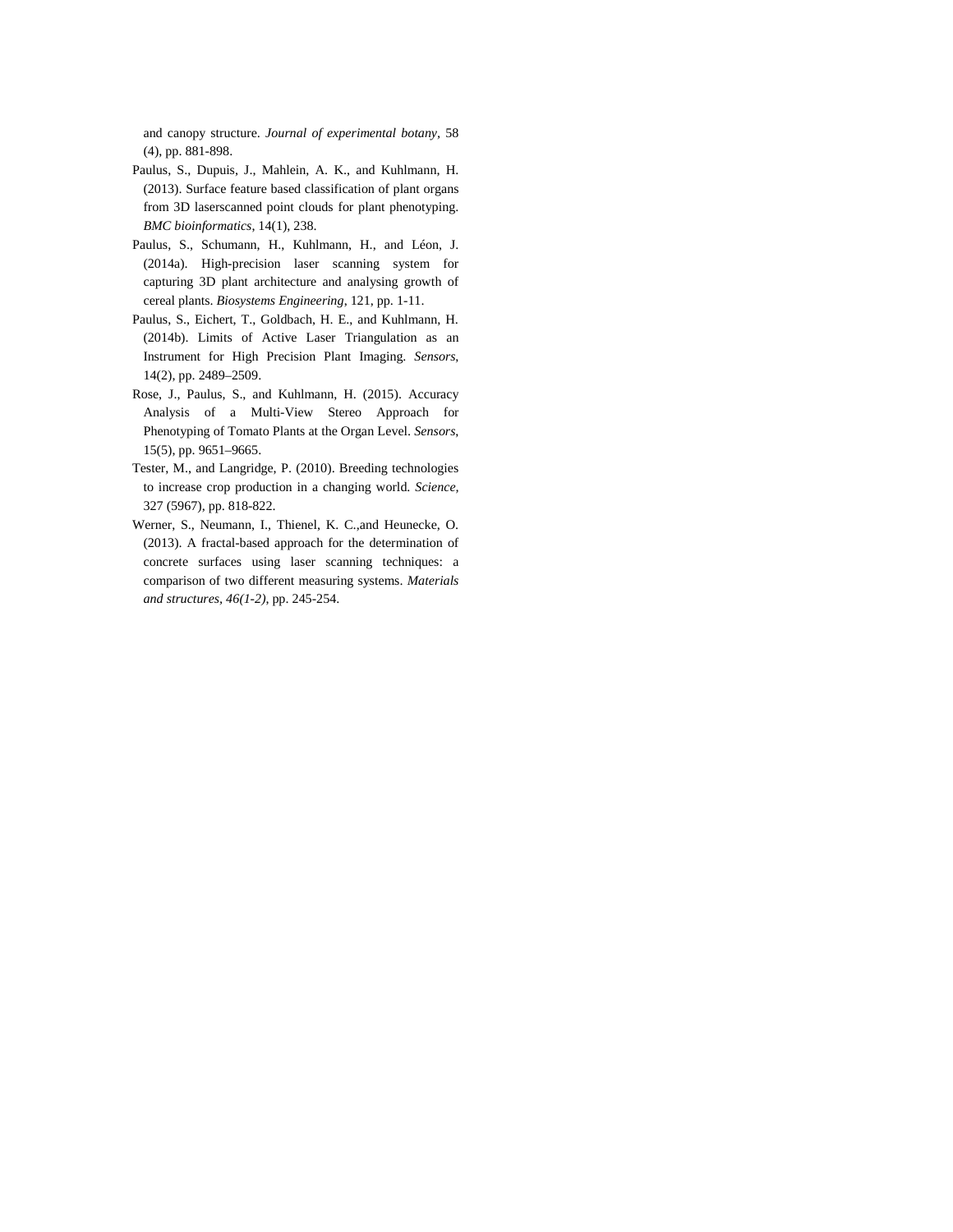and canopy structure. *Journal of experimental botany*, 58 (4), pp. 881-898.

Paulus, S., Dupuis, J., Mahlein, A. K., and Kuhlmann, H. (2013). Surface feature based classification of plant organs from 3D laserscanned point clouds for plant phenotyping. *BMC bioinformatics*, 14(1), 238.

Paulus, S., Schumann, H., Kuhlmann, H., and Léon, J. (2014a). High-precision laser scanning system for capturing 3D plant architecture and analysing growth of cereal plants. *Biosystems Engineering*, 121, pp. 1-11.

Paulus, S., Eichert, T., Goldbach, H. E., and Kuhlmann, H. (2014b). Limits of Active Laser Triangulation as an Instrument for High Precision Plant Imaging. *Sensors*, 14(2), pp. 2489–2509.

Rose, J., Paulus, S., and Kuhlmann, H. (2015). Accuracy Analysis of a Multi-View Stereo Approach for Phenotyping of Tomato Plants at the Organ Level. *Sensors*, 15(5), pp. 9651–9665.

Tester, M., and Langridge, P. (2010). Breeding technologies to increase crop production in a changing world. *Science,* 327 (5967), pp. 818-822.

Werner, S., Neumann, I., Thienel, K. C.,and Heunecke, O. (2013). A fractal-based approach for the determination of concrete surfaces using laser scanning techniques: a comparison of two different measuring systems. *Materials and structures*, *46(1-2)*, pp. 245-254.